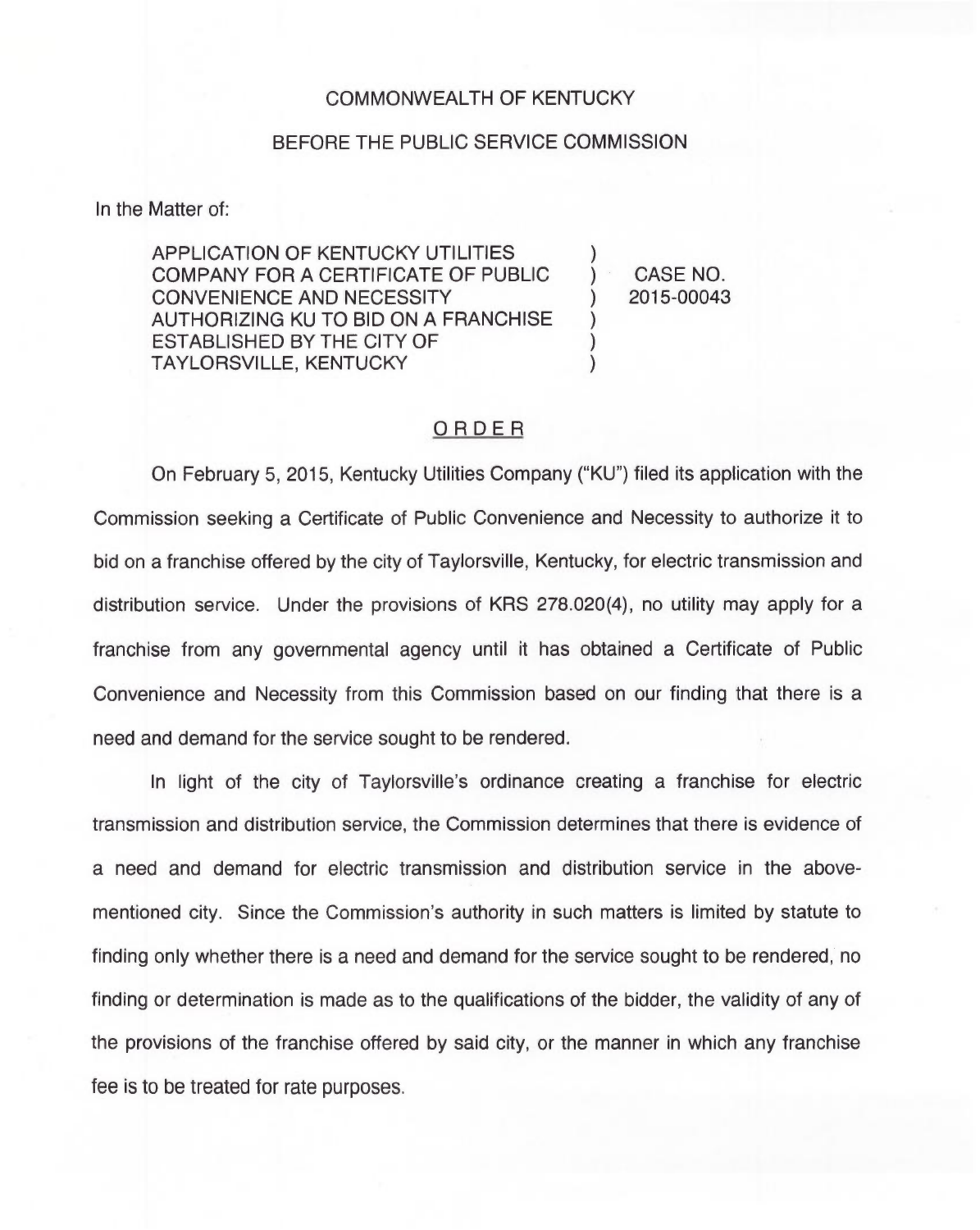COMMONWEALTH OF KENTUCKY

BEFORE THE PUBLIC SERVICE COMMISSION

In the Matter of:

| | | |
|---|---|---|
| APPLICATION OF KENTUCKY UTILITIES COMPANY FOR A CERTIFICATE OF PUBLIC CONVENIENCE AND NECESSITY AUTHORIZING KU TO BID ON A FRANCHISE ESTABLISHED BY THE CITY OF TAYLORSVILLE, KENTUCKY | ) | CASE NO. 2015-00043 |

## ORDER

On February 5, 2015, Kentucky Utilities Company ("KU") filed its application with the Commission seeking a Certificate of Public Convenience and Necessity to authorize it to bid on a franchise offered by the city of Taylorsville, Kentucky, for electric transmission and distribution service. Under the provisions of KRS 278.020(4), no utility may apply for a franchise from any governmental agency until it has obtained a Certificate of Public Convenience and Necessity from this Commission based on our finding that there is a need and demand for the service sought to be rendered.

In light of the city of Taylorsville's ordinance creating a franchise for electric transmission and distribution service, the Commission determines that there is evidence of a need and demand for electric transmission and distribution service in the above-mentioned city. Since the Commission's authority in such matters is limited by statute to finding only whether there is a need and demand for the service sought to be rendered, no finding or determination is made as to the qualifications of the bidder, the validity of any of the provisions of the franchise offered by said city, or the manner in which any franchise fee is to be treated for rate purposes.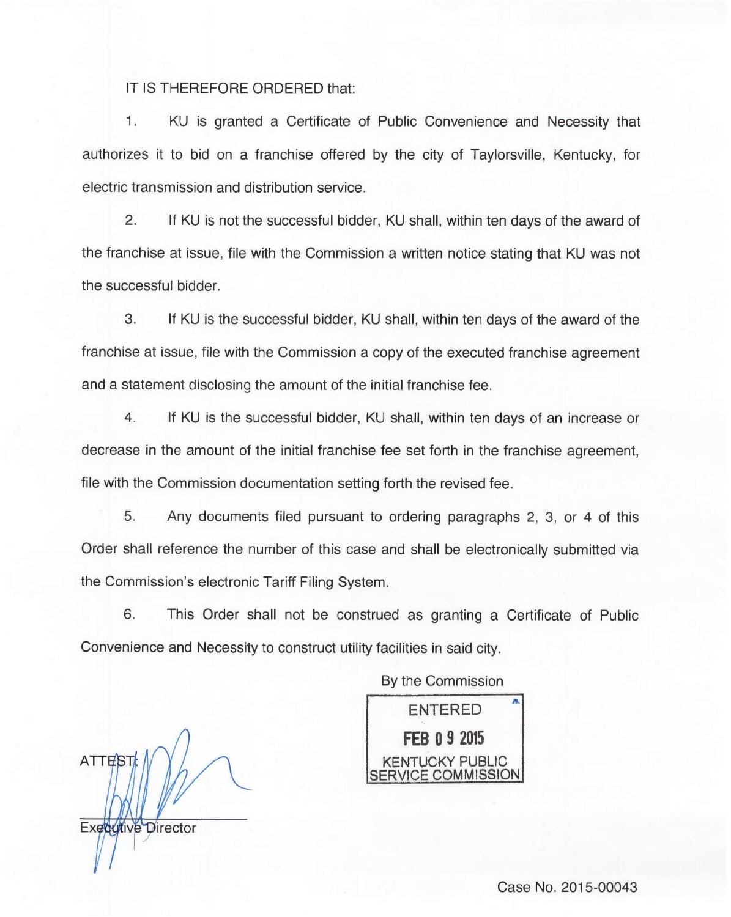IT IS THEREFORE ORDERED that:

1. KU is granted a Certificate of Public Convenience and Necessity that authorizes it to bid on a franchise offered by the city of Taylorsville, Kentucky, for electric transmission and distribution service.

2. If KU is not the successful bidder, KU shall, within ten days of the award of the franchise at issue, file with the Commission a written notice stating that KU was not the successful bidder.

3. If KU is the successful bidder, KU shall, within ten days of the award of the franchise at issue, file with the Commission a copy of the executed franchise agreement and a statement disclosing the amount of the initial franchise fee.

4. If KU is the successful bidder, KU shall, within ten days of an increase or decrease in the amount of the initial franchise fee set forth in the franchise agreement, file with the Commission documentation setting forth the revised fee.

5. Any documents filed pursuant to ordering paragraphs 2, 3, or 4 of this Order shall reference the number of this case and shall be electronically submitted via the Commission's electronic Tariff Filing System.

6. This Order shall not be construed as granting a Certificate of Public Convenience and Necessity to construct utility facilities in said city.

By the Commission

ENTERED
FEB 09 2015
KENTUCKY PUBLIC SERVICE COMMISSION

ATTEST:

Executive Director

Case No. 2015-00043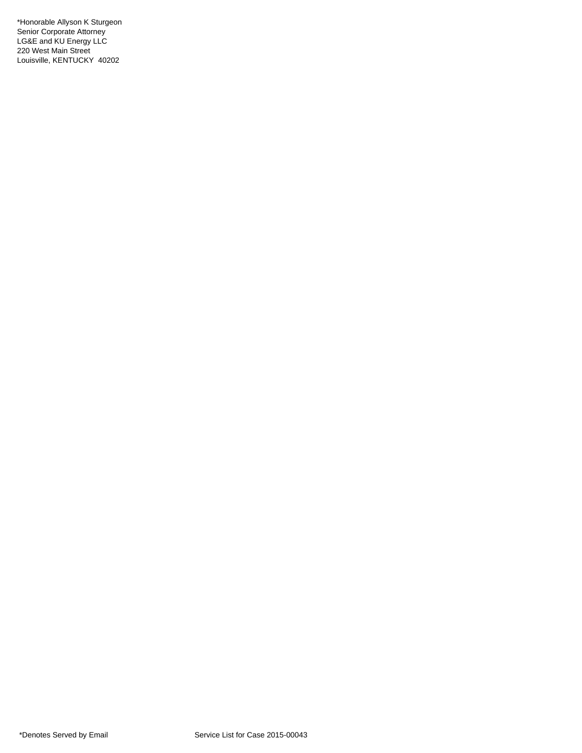*Honorable Allyson K Sturgeon
Senior Corporate Attorney
LG&E and KU Energy LLC
220 West Main Street
Louisville, KENTUCKY 40202

*Denotes Served by Email

Service List for Case 2015-00043